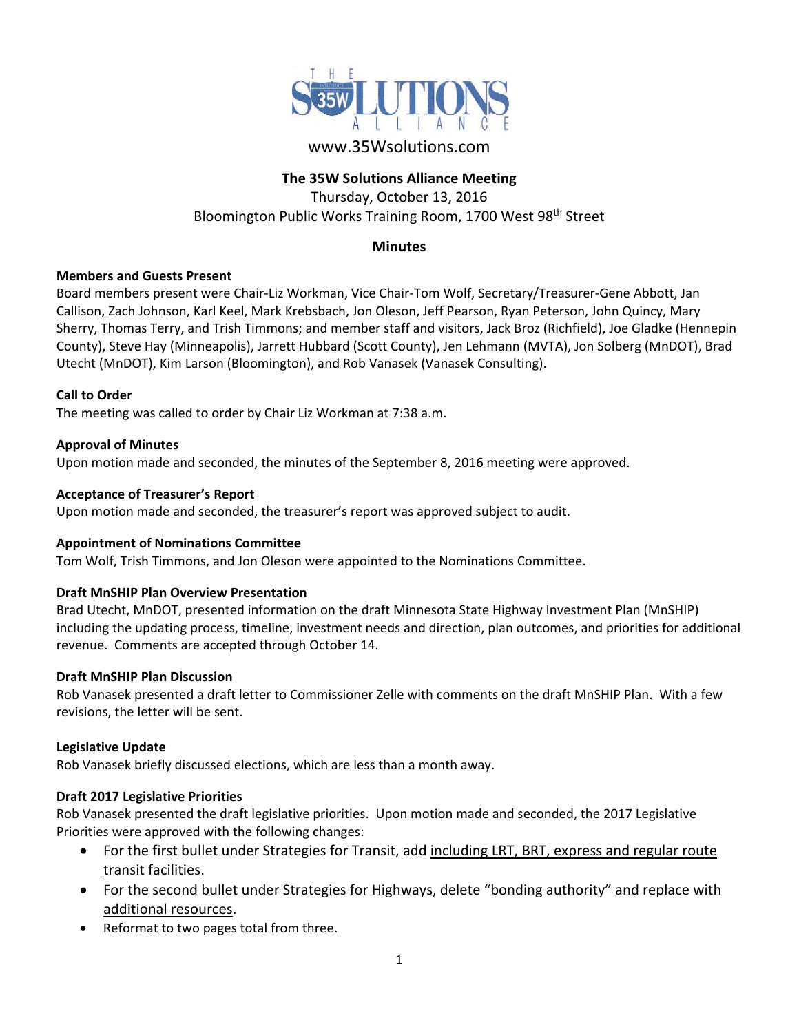# The 35W Solutions Alliance

www.35Wsolutions.com

## The 35W Solutions Alliance Meeting

Thursday, October 13, 2016

Bloomington Public Works Training Room, 1700 West 98th Street

## Minutes

**Members and Guests Present**

Board members present were Chair-Liz Workman, Vice Chair-Tom Wolf, Secretary/Treasurer-Gene Abbott, Jan Callison, Zach Johnson, Karl Keel, Mark Krebsbach, Jon Oleson, Jeff Pearson, Ryan Peterson, John Quincy, Mary Sherry, Thomas Terry, and Trish Timmons; and member staff and visitors, Jack Broz (Richfield), Joe Gladke (Hennepin County), Steve Hay (Minneapolis), Jarrett Hubbard (Scott County), Jen Lehmann (MVTA), Jon Solberg (MnDOT), Brad Utecht (MnDOT), Kim Larson (Bloomington), and Rob Vanasek (Vanasek Consulting).

**Call to Order**

The meeting was called to order by Chair Liz Workman at 7:38 a.m.

**Approval of Minutes**

Upon motion made and seconded, the minutes of the September 8, 2016 meeting were approved.

**Acceptance of Treasurer's Report**

Upon motion made and seconded, the treasurer's report was approved subject to audit.

**Appointment of Nominations Committee**

Tom Wolf, Trish Timmons, and Jon Oleson were appointed to the Nominations Committee.

**Draft MnSHIP Plan Overview Presentation**

Brad Utecht, MnDOT, presented information on the draft Minnesota State Highway Investment Plan (MnSHIP) including the updating process, timeline, investment needs and direction, plan outcomes, and priorities for additional revenue. Comments are accepted through October 14.

**Draft MnSHIP Plan Discussion**

Rob Vanasek presented a draft letter to Commissioner Zelle with comments on the draft MnSHIP Plan. With a few revisions, the letter will be sent.

**Legislative Update**

Rob Vanasek briefly discussed elections, which are less than a month away.

**Draft 2017 Legislative Priorities**

Rob Vanasek presented the draft legislative priorities. Upon motion made and seconded, the 2017 Legislative Priorities were approved with the following changes:

- For the first bullet under Strategies for Transit, add <u>including LRT, BRT, express and regular route transit facilities</u>.
- For the second bullet under Strategies for Highways, delete "bonding authority" and replace with <u>additional resources</u>.
- Reformat to two pages total from three.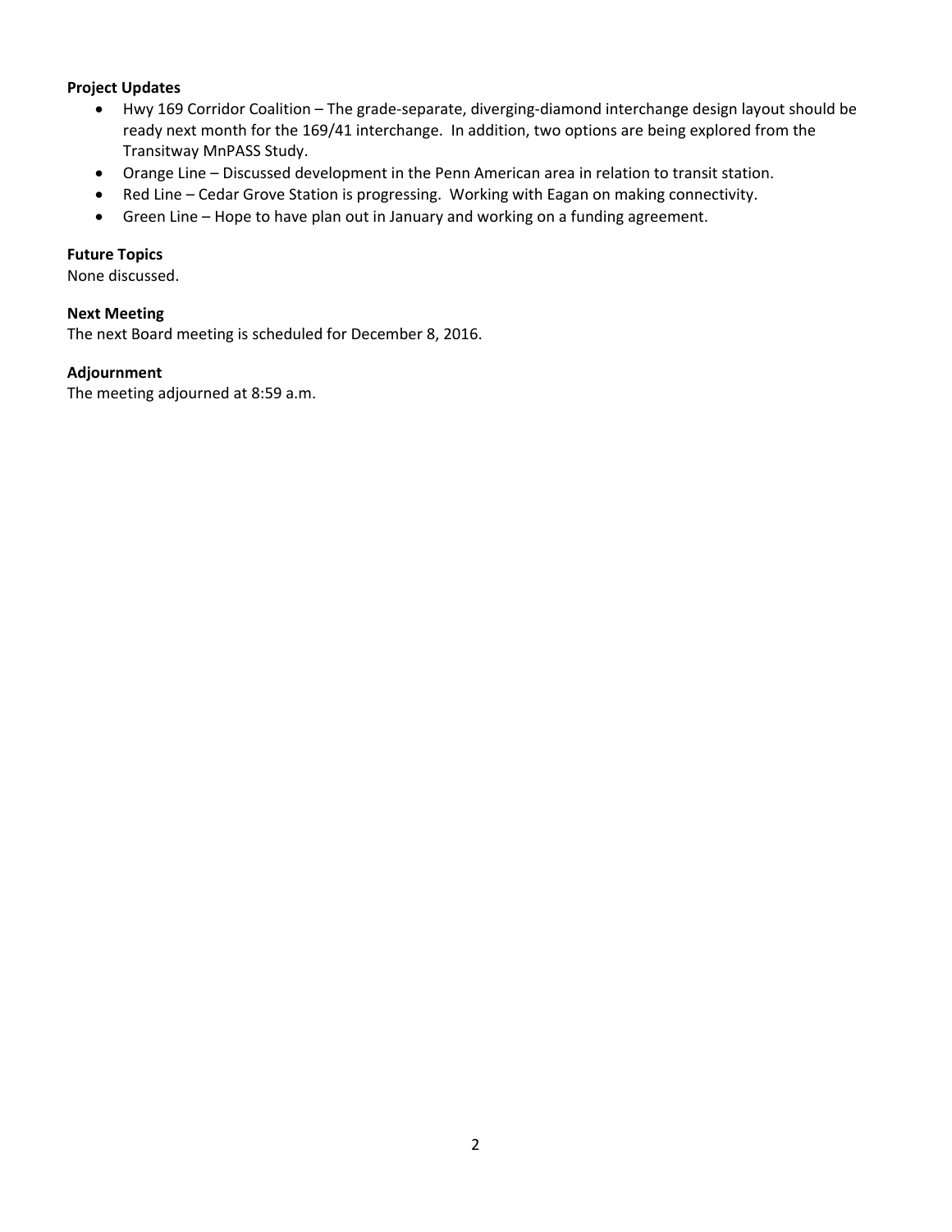**Project Updates**

- Hwy 169 Corridor Coalition – The grade-separate, diverging-diamond interchange design layout should be ready next month for the 169/41 interchange. In addition, two options are being explored from the Transitway MnPASS Study.
- Orange Line – Discussed development in the Penn American area in relation to transit station.
- Red Line – Cedar Grove Station is progressing. Working with Eagan on making connectivity.
- Green Line – Hope to have plan out in January and working on a funding agreement.

**Future Topics**

None discussed.

**Next Meeting**

The next Board meeting is scheduled for December 8, 2016.

**Adjournment**

The meeting adjourned at 8:59 a.m.